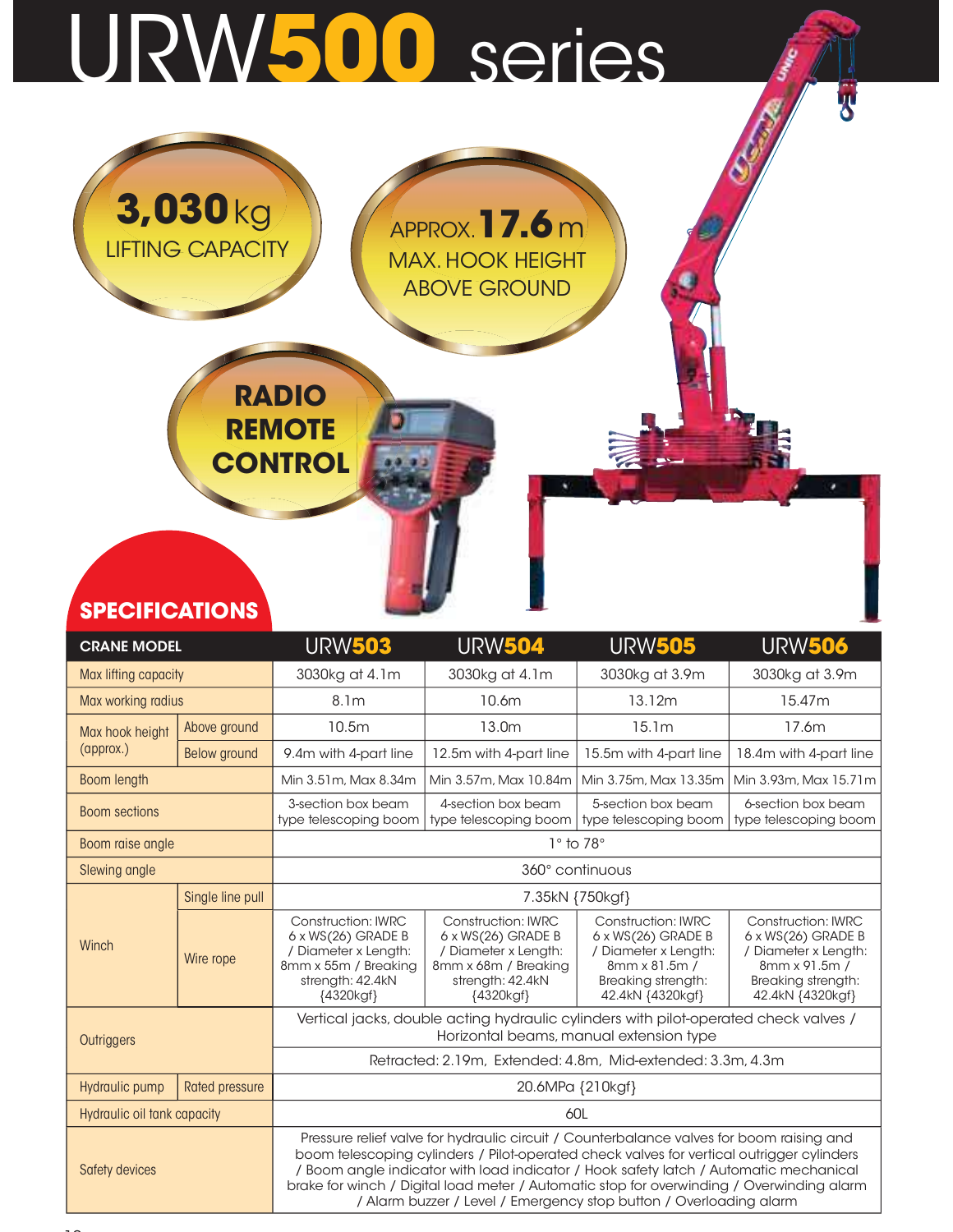# URW500 series

**3,030** kg
LIFTING CAPACITY

APPROX. **17.6** m
MAX. HOOK HEIGHT ABOVE GROUND

**RADIO REMOTE CONTROL**

## SPECIFICATIONS

| CRANE MODEL | | URW503 | URW504 | URW505 | URW506 |
|---|---|---|---|---|---|
| Max lifting capacity | | 3030kg at 4.1m | 3030kg at 4.1m | 3030kg at 3.9m | 3030kg at 3.9m |
| Max working radius | | 8.1m | 10.6m | 13.12m | 15.47m |
| Max hook height (approx.) | Above ground | 10.5m | 13.0m | 15.1m | 17.6m |
| | Below ground | 9.4m with 4-part line | 12.5m with 4-part line | 15.5m with 4-part line | 18.4m with 4-part line |
| Boom length | | Min 3.51m, Max 8.34m | Min 3.57m, Max 10.84m | Min 3.75m, Max 13.35m | Min 3.93m, Max 15.71m |
| Boom sections | | 3-section box beam type telescoping boom | 4-section box beam type telescoping boom | 5-section box beam type telescoping boom | 6-section box beam type telescoping boom |
| Boom raise angle | | 1° to 78° | | | |
| Slewing angle | | 360° continuous | | | |
| Winch | Single line pull | 7.35kN {750kgf} | | | |
| | Wire rope | Construction: IWRC 6 x WS(26) GRADE B / Diameter x Length: 8mm x 55m / Breaking strength: 42.4kN {4320kgf} | Construction: IWRC 6 x WS(26) GRADE B / Diameter x Length: 8mm x 68m / Breaking strength: 42.4kN {4320kgf} | Construction: IWRC 6 x WS(26) GRADE B / Diameter x Length: 8mm x 81.5m / Breaking strength: 42.4kN {4320kgf} | Construction: IWRC 6 x WS(26) GRADE B / Diameter x Length: 8mm x 91.5m / Breaking strength: 42.4kN {4320kgf} |
| Outriggers | | Vertical jacks, double acting hydraulic cylinders with pilot-operated check valves / Horizontal beams, manual extension type | | | |
| | | Retracted: 2.19m, Extended: 4.8m, Mid-extended: 3.3m, 4.3m | | | |
| Hydraulic pump | Rated pressure | 20.6MPa {210kgf} | | | |
| Hydraulic oil tank capacity | | 60L | | | |
| Safety devices | | Pressure relief valve for hydraulic circuit / Counterbalance valves for boom raising and boom telescoping cylinders / Pilot-operated check valves for vertical outrigger cylinders / Boom angle indicator with load indicator / Hook safety latch / Automatic mechanical brake for winch / Digital load meter / Automatic stop for overwinding / Overwinding alarm / Alarm buzzer / Level / Emergency stop button / Overloading alarm | | | |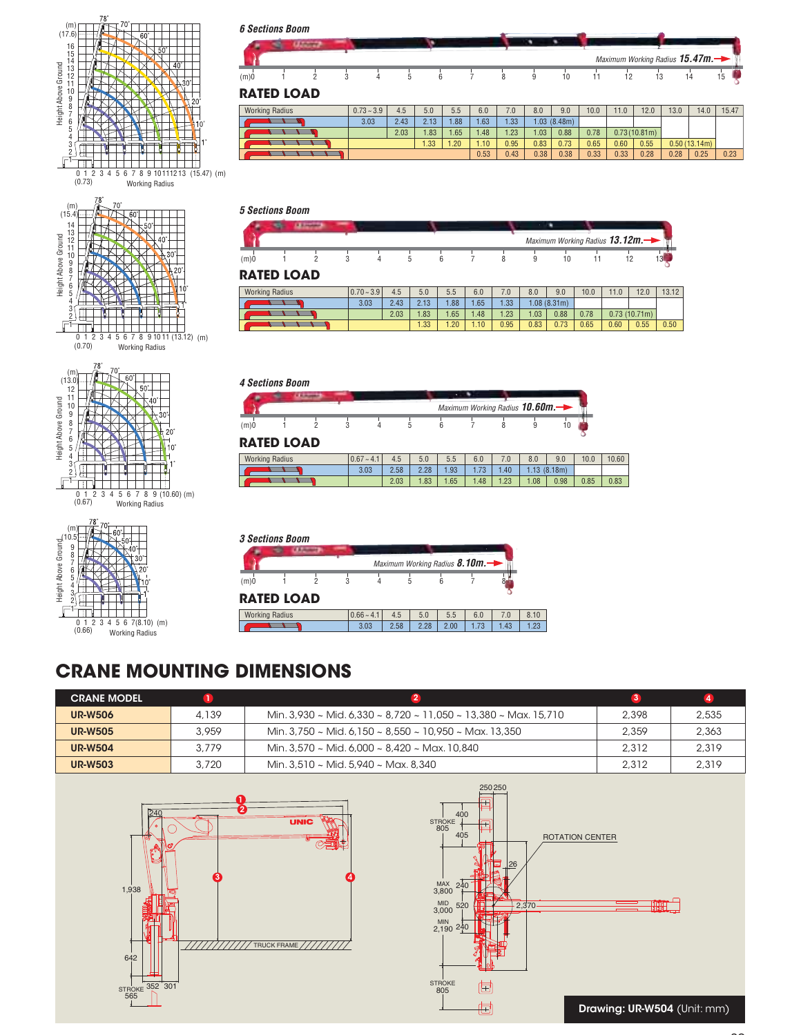### 6 Sections Boom

Maximum Working Radius **15.47m.**

**RATED LOAD**

| Working Radius | 0.73 ~ 3.9 | 4.5 | 5.0 | 5.5 | 6.0 | 7.0 | 8.0 | 9.0 | 10.0 | 11.0 | 12.0 | 13.0 | 14.0 | 15.47 |
|---|---|---|---|---|---|---|---|---|---|---|---|---|---|---|
| | 3.03 | 2.43 | 2.13 | 1.88 | 1.63 | 1.33 | 1.03 (8.48m) | | | | | | | |
| | | 2.03 | 1.83 | 1.65 | 1.48 | 1.23 | 1.03 | 0.88 | 0.78 | 0.73 (10.81m) | | | | |
| | | | 1.33 | 1.20 | 1.10 | 0.95 | 0.83 | 0.73 | 0.65 | 0.60 | 0.55 | 0.50 (13.14m) | | |
| | | | | | 0.53 | 0.43 | 0.38 | 0.38 | 0.33 | 0.33 | 0.28 | 0.28 | 0.25 | 0.23 |

### 5 Sections Boom

Maximum Working Radius **13.12m.**

**RATED LOAD**

| Working Radius | 0.70 ~ 3.9 | 4.5 | 5.0 | 5.5 | 6.0 | 7.0 | 8.0 | 9.0 | 10.0 | 11.0 | 12.0 | 13.12 |
|---|---|---|---|---|---|---|---|---|---|---|---|---|
| | 3.03 | 2.43 | 2.13 | 1.88 | 1.65 | 1.33 | 1.08 (8.31m) | | | | | |
| | | 2.03 | 1.83 | 1.65 | 1.48 | 1.23 | 1.03 | 0.88 | 0.78 | 0.73 (10.71m) | | |
| | | | 1.33 | 1.20 | 1.10 | 0.95 | 0.83 | 0.73 | 0.65 | 0.60 | 0.55 | 0.50 |

### 4 Sections Boom

Maximum Working Radius **10.60m.**

**RATED LOAD**

| Working Radius | 0.67 ~ 4.1 | 4.5 | 5.0 | 5.5 | 6.0 | 7.0 | 8.0 | 9.0 | 10.0 | 10.60 |
|---|---|---|---|---|---|---|---|---|---|---|
| | 3.03 | 2.58 | 2.28 | 1.93 | 1.73 | 1.40 | 1.13 (8.18m) | | | |
| | | 2.03 | 1.83 | 1.65 | 1.48 | 1.23 | 1.08 | 0.98 | 0.85 | 0.83 |

### 3 Sections Boom

Maximum Working Radius **8.10m.**

**RATED LOAD**

| Working Radius | 0.66 ~ 4.1 | 4.5 | 5.0 | 5.5 | 6.0 | 7.0 | 8.10 |
|---|---|---|---|---|---|---|---|
| | 3.03 | 2.58 | 2.28 | 2.00 | 1.73 | 1.43 | 1.23 |

## CRANE MOUNTING DIMENSIONS

| CRANE MODEL | 1 | 2 | 3 | 4 |
|---|---|---|---|---|
| **UR-W506** | 4,139 | Min. 3,930 ~ Mid. 6,330 ~ 8,720 ~ 11,050 ~ 13,380 ~ Max. 15,710 | 2,398 | 2,535 |
| **UR-W505** | 3,959 | Min. 3,750 ~ Mid. 6,150 ~ 8,550 ~ 10,950 ~ Max. 13,350 | 2,359 | 2,363 |
| **UR-W504** | 3,779 | Min. 3,570 ~ Mid. 6,000 ~ 8,420 ~ Max. 10,840 | 2,312 | 2,319 |
| **UR-W503** | 3,720 | Min. 3,510 ~ Mid. 5,940 ~ Max. 8,340 | 2,312 | 2,319 |

**Drawing: UR-W504** (Unit: mm)